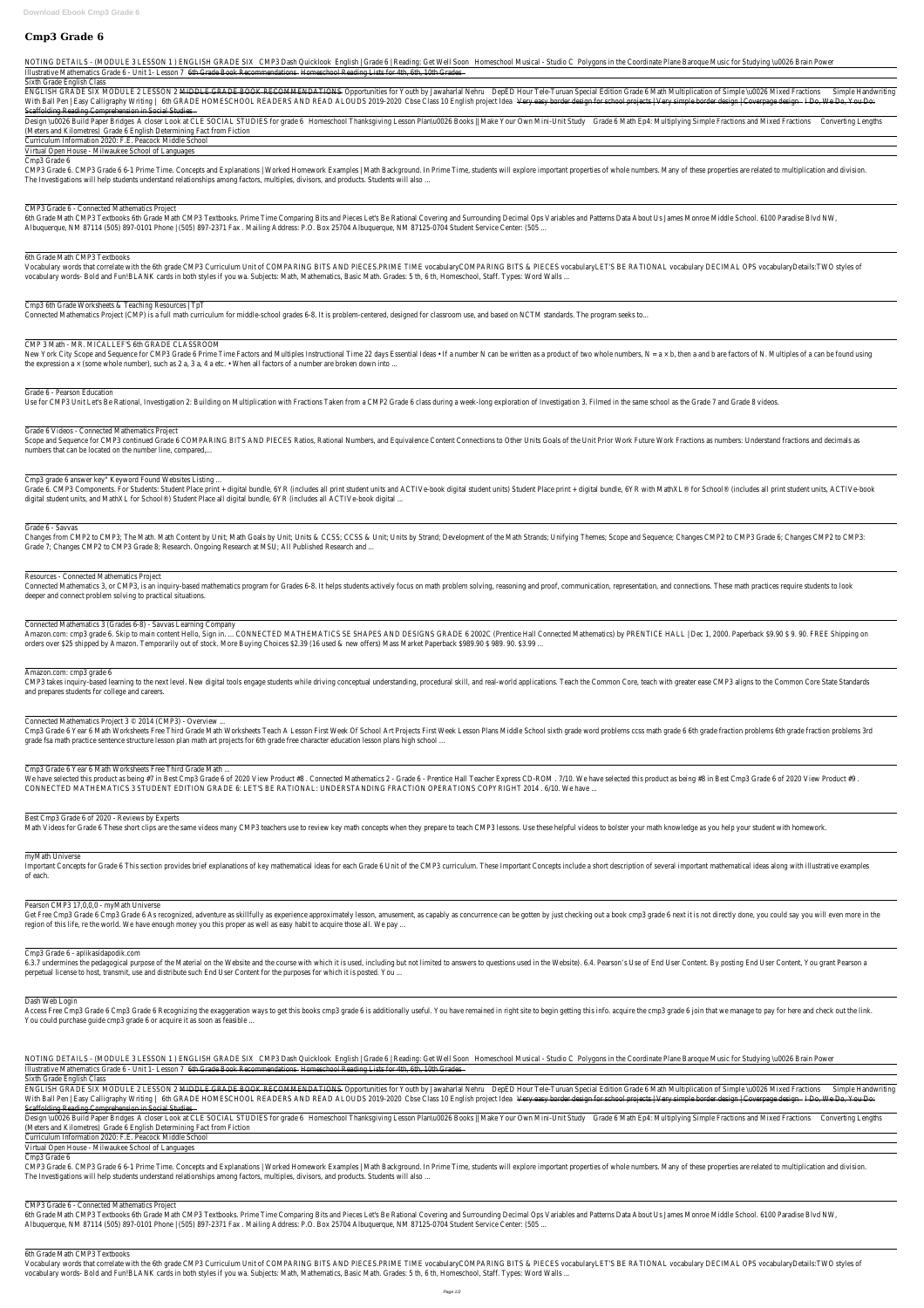# Cmp3 Grade 6

NOTING DETAILS - (MODULE 3 LESSON 1 ) ENGLISH GRADE SIX CMP3 Dash Quicklook English | Grade 6 | Reading: Get Well Soon Homeschool Musical - Studio C Polygons in the Coordinate Plane Baroque Music for Studying \u0026 Brain Power

Illustrative Mathematics Grade 6 - Unit 1- Lesson 7 6th Grade Book Recommendations Homeschool Reading Lists for 4th, 6th, 10th Grades

Sixth Grade English Class

ENGLISH GRADE SIX MODULE 2 LESSON 2 MIDDLE GRADE BOOK RECOMMENDATIONS Opportunities for Youth by Jawaharlal Nehru DepED Hour Tele-Turuan Special Edition Grade 6 Math Multiplication of Simple \u0026 Mixed Fractions Simple Handwriting With Ball Pen | Easy Calligraphy Writing | 6th GRADE HOMESCHOOL READERS AND READ ALOUDS 2019-2020 Cbse Class 10 English project Idea Very easy border design for school projects | Very simple border design | Coverpage design I Do, We Do, You Do: Scaffolding Reading Comprehension in Social Studies

Design \u0026 Build Paper Bridges A closer Look at CLE SOCIAL STUDIES for grade 6 Homeschool Thanksgiving Lesson Plan\u0026 Books || Make Your Own Mini-Unit Study Grade 6 Math Ep4: Multiplying Simple Fractions and Mixed Fractions Converting Lengths (Meters and Kilometres) Grade 6 English Determining Fact from Fiction

Curriculum Information 2020: F.E. Peacock Middle School

Virtual Open House - Milwaukee School of Languages

Cmp3 Grade 6

CMP3 Grade 6. CMP3 Grade 6 6-1 Prime Time. Concepts and Explanations | Worked Homework Examples | Math Background. In Prime Time, students will explore important properties of whole numbers. Many of these properties are related to multiplication and division. The Investigations will help students understand relationships among factors, multiples, divisors, and products. Students will also ...

CMP3 Grade 6 - Connected Mathematics Project

6th Grade Math CMP3 Textbooks 6th Grade Math CMP3 Textbooks. Prime Time Comparing Bits and Pieces Let's Be Rational Covering and Surrounding Decimal Ops Variables and Patterns Data About Us James Monroe Middle School. 6100 Paradise Blvd NW, Albuquerque, NM 87114 (505) 897-0101 Phone | (505) 897-2371 Fax . Mailing Address: P.O. Box 25704 Albuquerque, NM 87125-0704 Student Service Center: (505 ...

6th Grade Math CMP3 Textbooks

Vocabulary words that correlate with the 6th grade CMP3 Curriculum Unit of COMPARING BITS AND PIECES.PRIME TIME vocabularyCOMPARING BITS & PIECES vocabularyLET'S BE RATIONAL vocabulary DECIMAL OPS vocabularyDetails:TWO styles of vocabulary words- Bold and Fun!BLANK cards in both styles if you wa. Subjects: Math, Mathematics, Basic Math. Grades: 5 th, 6 th, Homeschool, Staff. Types: Word Walls ...

Cmp3 6th Grade Worksheets & Teaching Resources | TpT

Connected Mathematics Project (CMP) is a full math curriculum for middle-school grades 6-8. It is problem-centered, designed for classroom use, and based on NCTM standards. The program seeks to...

CMP 3 Math - MR. MICALLEF'S 6th GRADE CLASSROOM

New York City Scope and Sequence for CMP3 Grade 6 Prime Time Factors and Multiples Instructional Time 22 days Essential Ideas • If a number N can be written as a product of two whole numbers, N = a × b, then a and b are factors of N. Multiples of a can be found using the expression a × (some whole number), such as 2 a, 3 a, 4 a etc. • When all factors of a number are broken down into ...

Grade 6 - Pearson Education

Use for CMP3 Unit Let's Be Rational, Investigation 2: Building on Multiplication with Fractions Taken from a CMP2 Grade 6 class during a week-long exploration of Investigation 3. Filmed in the same school as the Grade 7 and Grade 8 videos.

Grade 6 Videos - Connected Mathematics Project

Scope and Sequence for CMP3 continued Grade 6 COMPARING BITS AND PIECES Ratios, Rational Numbers, and Equivalence Content Connections to Other Units Goals of the Unit Prior Work Future Work Fractions as numbers: Understand fractions and decimals as numbers that can be located on the number line, compared,...

Cmp3 grade 6 answer key" Keyword Found Websites Listing ...

Grade 6. CMP3 Components. For Students: Student Place print + digital bundle, 6YR (includes all print student units and ACTIVe-book digital student units) Student Place print + digital bundle, 6YR with MathXL® for School® (includes all print student units, ACTIVe-book digital student units, and MathXL for School®) Student Place all digital bundle, 6YR (includes all ACTIVe-book digital ...

Grade 6 - Savvas

Changes from CMP2 to CMP3; The Math. Math Content by Unit; Math Goals by Unit; Units & CCSS; CCSS & Unit; Units by Strand; Development of the Math Strands; Unifying Themes; Scope and Sequence; Changes CMP2 to CMP3 Grade 6; Changes CMP2 to CMP3: Grade 7; Changes CMP2 to CMP3 Grade 8; Research. Ongoing Research at MSU; All Published Research and ...

Resources - Connected Mathematics Project

Connected Mathematics 3, or CMP3, is an inquiry-based mathematics program for Grades 6-8. It helps students actively focus on math problem solving, reasoning and proof, communication, representation, and connections. These math practices require students to look deeper and connect problem solving to practical situations.

Connected Mathematics 3 (Grades 6-8) - Savvas Learning Company

Amazon.com: cmp3 grade 6. Skip to main content Hello, Sign in. ... CONNECTED MATHEMATICS SE SHAPES AND DESIGNS GRADE 6 2002C (Prentice Hall Connected Mathematics) by PRENTICE HALL | Dec 1, 2000. Paperback $9.90 $ 9. 90. FREE Shipping on orders over $25 shipped by Amazon. Temporarily out of stock. More Buying Choices $2.39 (16 used & new offers) Mass Market Paperback $989.90 $ 989. 90. $3.99 ...

Amazon.com: cmp3 grade 6

CMP3 takes inquiry-based learning to the next level. New digital tools engage students while driving conceptual understanding, procedural skill, and real-world applications. Teach the Common Core, teach with greater ease CMP3 aligns to the Common Core State Standards and prepares students for college and careers.

Connected Mathematics Project 3 © 2014 (CMP3) - Overview ...

Cmp3 Grade 6 Year 6 Math Worksheets Free Third Grade Math Worksheets Teach A Lesson First Week Of School Art Projects First Week Lesson Plans Middle School sixth grade word problems ccss math grade 6 6th grade fraction problems 6th grade fraction problems 3rd grade fsa math practice sentence structure lesson plan math art projects for 6th grade free character education lesson plans high school ...

Cmp3 Grade 6 Year 6 Math Worksheets Free Third Grade Math ...

We have selected this product as being #7 in Best Cmp3 Grade 6 of 2020 View Product #8 . Connected Mathematics 2 - Grade 6 - Prentice Hall Teacher Express CD-ROM . 7/10. We have selected this product as being #8 in Best Cmp3 Grade 6 of 2020 View Product #9 . CONNECTED MATHEMATICS 3 STUDENT EDITION GRADE 6: LET'S BE RATIONAL: UNDERSTANDING FRACTION OPERATIONS COPYRIGHT 2014 . 6/10. We have ...

Best Cmp3 Grade 6 of 2020 - Reviews by Experts

Math Videos for Grade 6 These short clips are the same videos many CMP3 teachers use to review key math concepts when they prepare to teach CMP3 lessons. Use these helpful videos to bolster your math knowledge as you help your student with homework.

myMath Universe

Important Concepts for Grade 6 This section provides brief explanations of key mathematical ideas for each Grade 6 Unit of the CMP3 curriculum. These important Concepts include a short description of several important mathematical ideas along with illustrative examples of each.

Pearson CMP3 17,0,0,0 - myMath Universe

Get Free Cmp3 Grade 6 Cmp3 Grade 6 As recognized, adventure as skillfully as experience approximately lesson, amusement, as capably as concurrence can be gotten by just checking out a book cmp3 grade 6 next it is not directly done, you could say you will even more in the region of this life, re the world. We have enough money you this proper as well as easy habit to acquire those all. We pay ...

Cmp3 Grade 6 - aplikasidapodik.com

6.3.7 undermines the pedagogical purpose of the Material on the Website and the course with which it is used, including but not limited to answers to questions used in the Website). 6.4. Pearson's Use of End User Content. By posting End User Content, You grant Pearson a perpetual license to host, transmit, use and distribute such End User Content for the purposes for which it is posted. You ...

Dash Web Login

Access Free Cmp3 Grade 6 Cmp3 Grade 6 Recognizing the exaggeration ways to get this books cmp3 grade 6 is additionally useful. You have remained in right site to begin getting this info. acquire the cmp3 grade 6 join that we manage to pay for here and check out the link. You could purchase guide cmp3 grade 6 or acquire it as soon as feasible ...

NOTING DETAILS - (MODULE 3 LESSON 1 ) ENGLISH GRADE SIX CMP3 Dash Quicklook English | Grade 6 | Reading: Get Well Soon Homeschool Musical - Studio C Polygons in the Coordinate Plane Baroque Music for Studying \u0026 Brain Power

Illustrative Mathematics Grade 6 - Unit 1- Lesson 7 6th Grade Book Recommendations Homeschool Reading Lists for 4th, 6th, 10th Grades

Sixth Grade English Class

ENGLISH GRADE SIX MODULE 2 LESSON 2 MIDDLE GRADE BOOK RECOMMENDATIONS Opportunities for Youth by Jawaharlal Nehru DepED Hour Tele-Turuan Special Edition Grade 6 Math Multiplication of Simple \u0026 Mixed Fractions Simple Handwriting With Ball Pen | Easy Calligraphy Writing | 6th GRADE HOMESCHOOL READERS AND READ ALOUDS 2019-2020 Cbse Class 10 English project Idea Very easy border design for school projects | Very simple border design | Coverpage design I Do, We Do, You Do: Scaffolding Reading Comprehension in Social Studies

Design \u0026 Build Paper Bridges A closer Look at CLE SOCIAL STUDIES for grade 6 Homeschool Thanksgiving Lesson Plan\u0026 Books || Make Your Own Mini-Unit Study Grade 6 Math Ep4: Multiplying Simple Fractions and Mixed Fractions Converting Lengths (Meters and Kilometres) Grade 6 English Determining Fact from Fiction

Curriculum Information 2020: F.E. Peacock Middle School

Virtual Open House - Milwaukee School of Languages

Cmp3 Grade 6

CMP3 Grade 6. CMP3 Grade 6 6-1 Prime Time. Concepts and Explanations | Worked Homework Examples | Math Background. In Prime Time, students will explore important properties of whole numbers. Many of these properties are related to multiplication and division. The Investigations will help students understand relationships among factors, multiples, divisors, and products. Students will also ...

CMP3 Grade 6 - Connected Mathematics Project

6th Grade Math CMP3 Textbooks 6th Grade Math CMP3 Textbooks. Prime Time Comparing Bits and Pieces Let's Be Rational Covering and Surrounding Decimal Ops Variables and Patterns Data About Us James Monroe Middle School. 6100 Paradise Blvd NW, Albuquerque, NM 87114 (505) 897-0101 Phone | (505) 897-2371 Fax . Mailing Address: P.O. Box 25704 Albuquerque, NM 87125-0704 Student Service Center: (505 ...

6th Grade Math CMP3 Textbooks

Vocabulary words that correlate with the 6th grade CMP3 Curriculum Unit of COMPARING BITS AND PIECES.PRIME TIME vocabularyCOMPARING BITS & PIECES vocabularyLET'S BE RATIONAL vocabulary DECIMAL OPS vocabularyDetails:TWO styles of vocabulary words- Bold and Fun!BLANK cards in both styles if you wa. Subjects: Math, Mathematics, Basic Math. Grades: 5 th, 6 th, Homeschool, Staff. Types: Word Walls ...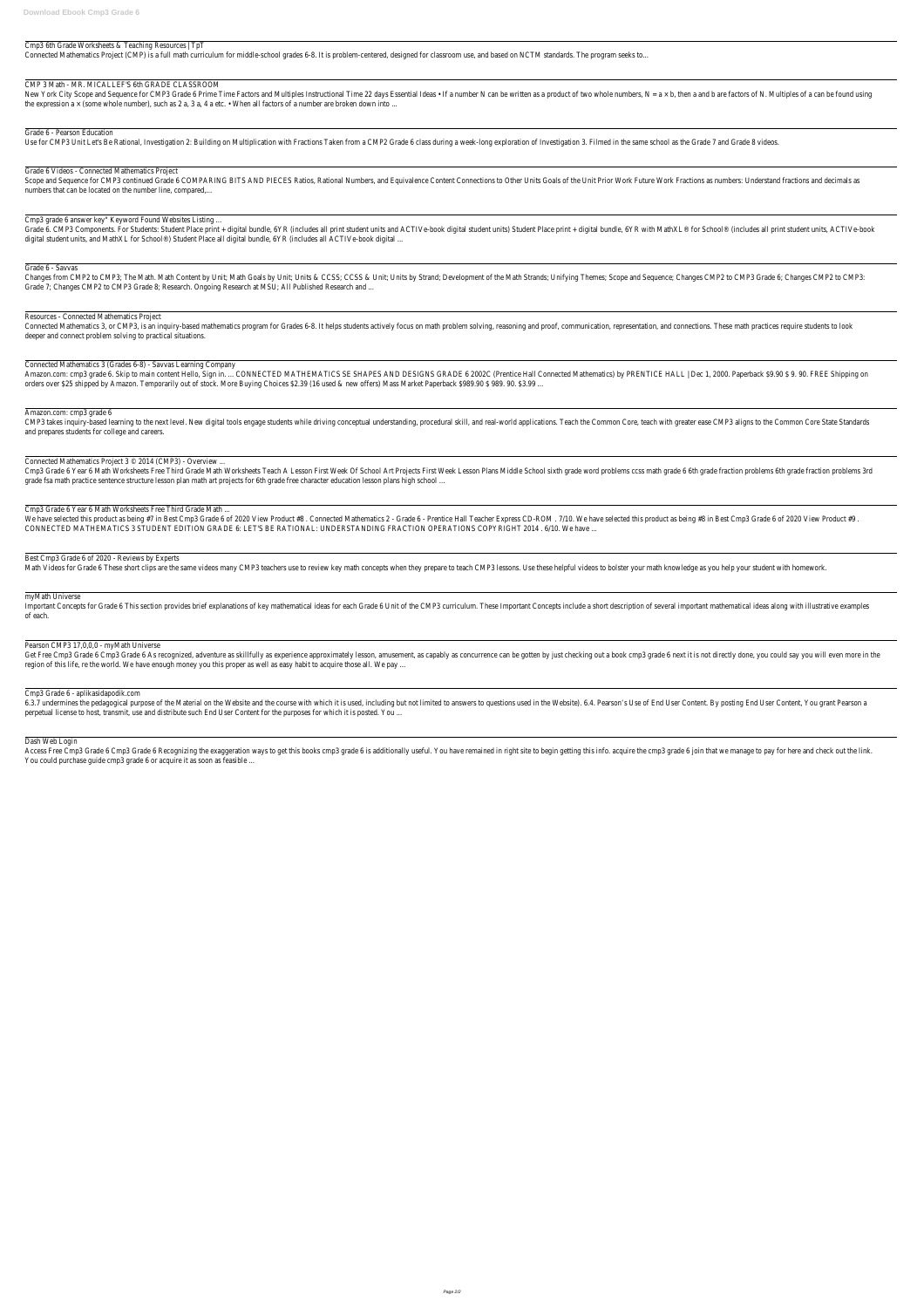Cmp3 6th Grade Worksheets & Teaching Resources | TpT

Connected Mathematics Project (CMP) is a full math curriculum for middle-school grades 6-8. It is problem-centered, designed for classroom use, and based on NCTM standards. The program seeks to...

CMP 3 Math - MR. MICALLEF'S 6th GRADE CLASSROOM

New York City Scope and Sequence for CMP3 Grade 6 Prime Time Factors and Multiples Instructional Time 22 days Essential Ideas • If a number N can be written as a product of two whole numbers, N = a × b, then a and b are factors of N. Multiples of a can be found using the expression a × (some whole number), such as 2 a, 3 a, 4 a etc. • When all factors of a number are broken down into ...

Grade 6 - Pearson Education

Use for CMP3 Unit Let's Be Rational, Investigation 2: Building on Multiplication with Fractions Taken from a CMP2 Grade 6 class during a week-long exploration of Investigation 3. Filmed in the same school as the Grade 7 and Grade 8 videos.

Grade 6 Videos - Connected Mathematics Project

Scope and Sequence for CMP3 continued Grade 6 COMPARING BITS AND PIECES Ratios, Rational Numbers, and Equivalence Content Connections to Other Units Goals of the Unit Prior Work Future Work Fractions as numbers: Understand fractions and decimals as numbers that can be located on the number line, compared,...

Cmp3 grade 6 answer key" Keyword Found Websites Listing ...

Grade 6. CMP3 Components. For Students: Student Place print + digital bundle, 6YR (includes all print student units and ACTIVe-book digital student units) Student Place print + digital bundle, 6YR with MathXL® for School® (includes all print student units, ACTIVe-book digital student units, and MathXL for School®) Student Place all digital bundle, 6YR (includes all ACTIVe-book digital ...

Grade 6 - Savvas

Changes from CMP2 to CMP3; The Math. Math Content by Unit; Math Goals by Unit; Units & CCSS; CCSS & Unit; Units by Strand; Development of the Math Strands; Unifying Themes; Scope and Sequence; Changes CMP2 to CMP3 Grade 6; Changes CMP2 to CMP3: Grade 7; Changes CMP2 to CMP3 Grade 8; Research. Ongoing Research at MSU; All Published Research and ...

Resources - Connected Mathematics Project

Connected Mathematics 3, or CMP3, is an inquiry-based mathematics program for Grades 6-8. It helps students actively focus on math problem solving, reasoning and proof, communication, representation, and connections. These math practices require students to look deeper and connect problem solving to practical situations.

Connected Mathematics 3 (Grades 6-8) - Savvas Learning Company

Amazon.com: cmp3 grade 6. Skip to main content Hello, Sign in. ... CONNECTED MATHEMATICS SE SHAPES AND DESIGNS GRADE 6 2002C (Prentice Hall Connected Mathematics) by PRENTICE HALL | Dec 1, 2000. Paperback $9.90 $ 9. 90. FREE Shipping on orders over $25 shipped by Amazon. Temporarily out of stock. More Buying Choices $2.39 (16 used & new offers) Mass Market Paperback $989.90 $ 989. 90. $3.99 ...

Amazon.com: cmp3 grade 6

CMP3 takes inquiry-based learning to the next level. New digital tools engage students while driving conceptual understanding, procedural skill, and real-world applications. Teach the Common Core, teach with greater ease CMP3 aligns to the Common Core State Standards and prepares students for college and careers.

Connected Mathematics Project 3 © 2014 (CMP3) - Overview ...

Cmp3 Grade 6 Year 6 Math Worksheets Free Third Grade Math Worksheets Teach A Lesson First Week Of School Art Projects First Week Lesson Plans Middle School sixth grade word problems ccss math grade 6 6th grade fraction problems 6th grade fraction problems 3rd grade fsa math practice sentence structure lesson plan math art projects for 6th grade free character education lesson plans high school ...

Cmp3 Grade 6 Year 6 Math Worksheets Free Third Grade Math ...

We have selected this product as being #7 in Best Cmp3 Grade 6 of 2020 View Product #8 . Connected Mathematics 2 - Grade 6 - Prentice Hall Teacher Express CD-ROM . 7/10. We have selected this product as being #8 in Best Cmp3 Grade 6 of 2020 View Product #9 . CONNECTED MATHEMATICS 3 STUDENT EDITION GRADE 6: LET'S BE RATIONAL: UNDERSTANDING FRACTION OPERATIONS COPYRIGHT 2014 . 6/10. We have ...

Best Cmp3 Grade 6 of 2020 - Reviews by Experts

Math Videos for Grade 6 These short clips are the same videos many CMP3 teachers use to review key math concepts when they prepare to teach CMP3 lessons. Use these helpful videos to bolster your math knowledge as you help your student with homework.

myMath Universe

Important Concepts for Grade 6 This section provides brief explanations of key mathematical ideas for each Grade 6 Unit of the CMP3 curriculum. These Important Concepts include a short description of several important mathematical ideas along with illustrative examples of each.

Pearson CMP3 17,0,0,0 - myMath Universe

Get Free Cmp3 Grade 6 Cmp3 Grade 6 As recognized, adventure as skillfully as experience approximately lesson, amusement, as capably as concurrence can be gotten by just checking out a book cmp3 grade 6 next it is not directly done, you could say you will even more in the region of this life, re the world. We have enough money you this proper as well as easy habit to acquire those all. We pay ...

Cmp3 Grade 6 - aplikasidapodik.com

6.3.7 undermines the pedagogical purpose of the Material on the Website and the course with which it is used, including but not limited to answers to questions used in the Website). 6.4. Pearson's Use of End User Content. By posting End User Content, You grant Pearson a perpetual license to host, transmit, use and distribute such End User Content for the purposes for which it is posted. You ...

Dash Web Login

Access Free Cmp3 Grade 6 Cmp3 Grade 6 Recognizing the exaggeration ways to get this books cmp3 grade 6 is additionally useful. You have remained in right site to begin getting this info. acquire the cmp3 grade 6 join that we manage to pay for here and check out the link. You could purchase guide cmp3 grade 6 or acquire it as soon as feasible ...